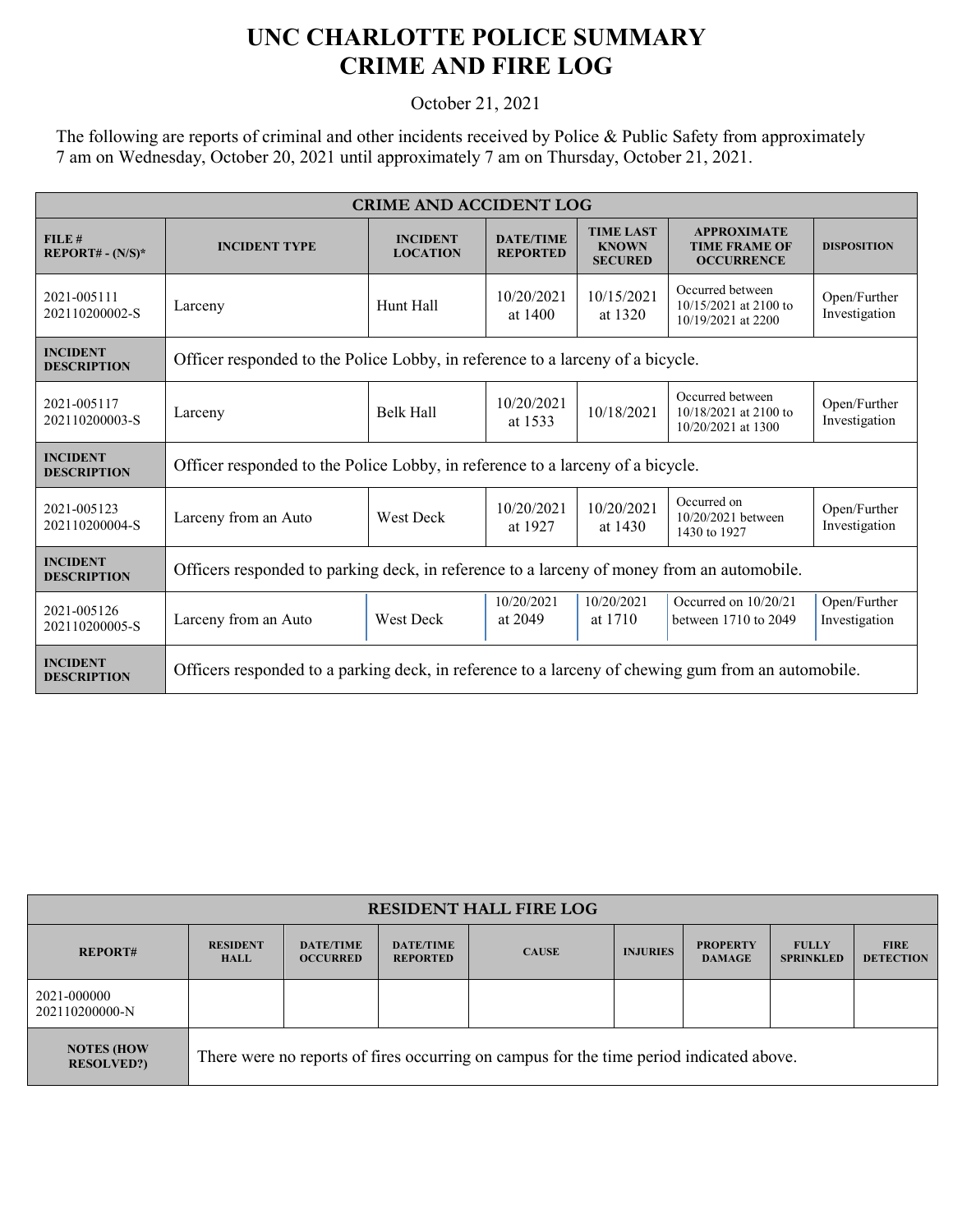# UNC CHARLOTTE POLICE SUMMARY
# CRIME AND FIRE LOG

October 21, 2021

The following are reports of criminal and other incidents received by Police & Public Safety from approximately 7 am on Wednesday, October 20, 2021 until approximately 7 am on Thursday, October 21, 2021.

| CRIME AND ACCIDENT LOG | | | | | | |
|---|---|---|---|---|---|---|
| **FILE # REPORT# - (N/S)*** | **INCIDENT TYPE** | **INCIDENT LOCATION** | **DATE/TIME REPORTED** | **TIME LAST KNOWN SECURED** | **APPROXIMATE TIME FRAME OF OCCURRENCE** | **DISPOSITION** |
| 2021-005111 202110200002-S | Larceny | Hunt Hall | 10/20/2021 at 1400 | 10/15/2021 at 1320 | Occurred between 10/15/2021 at 2100 to 10/19/2021 at 2200 | Open/Further Investigation |
| **INCIDENT DESCRIPTION** | Officer responded to the Police Lobby, in reference to a larceny of a bicycle. | | | | | |
| 2021-005117 202110200003-S | Larceny | Belk Hall | 10/20/2021 at 1533 | 10/18/2021 | Occurred between 10/18/2021 at 2100 to 10/20/2021 at 1300 | Open/Further Investigation |
| **INCIDENT DESCRIPTION** | Officer responded to the Police Lobby, in reference to a larceny of a bicycle. | | | | | |
| 2021-005123 202110200004-S | Larceny from an Auto | West Deck | 10/20/2021 at 1927 | 10/20/2021 at 1430 | Occurred on 10/20/2021 between 1430 to 1927 | Open/Further Investigation |
| **INCIDENT DESCRIPTION** | Officers responded to parking deck, in reference to a larceny of money from an automobile. | | | | | |
| 2021-005126 202110200005-S | Larceny from an Auto | West Deck | 10/20/2021 at 2049 | 10/20/2021 at 1710 | Occurred on 10/20/21 between 1710 to 2049 | Open/Further Investigation |
| **INCIDENT DESCRIPTION** | Officers responded to a parking deck, in reference to a larceny of chewing gum from an automobile. | | | | | |

| RESIDENT HALL FIRE LOG | | | | | | | | |
|---|---|---|---|---|---|---|---|---|
| **REPORT#** | **RESIDENT HALL** | **DATE/TIME OCCURRED** | **DATE/TIME REPORTED** | **CAUSE** | **INJURIES** | **PROPERTY DAMAGE** | **FULLY SPRINKLED** | **FIRE DETECTION** |
| 2021-000000 202110200000-N | | | | | | | | |
| **NOTES (HOW RESOLVED?)** | There were no reports of fires occurring on campus for the time period indicated above. | | | | | | | |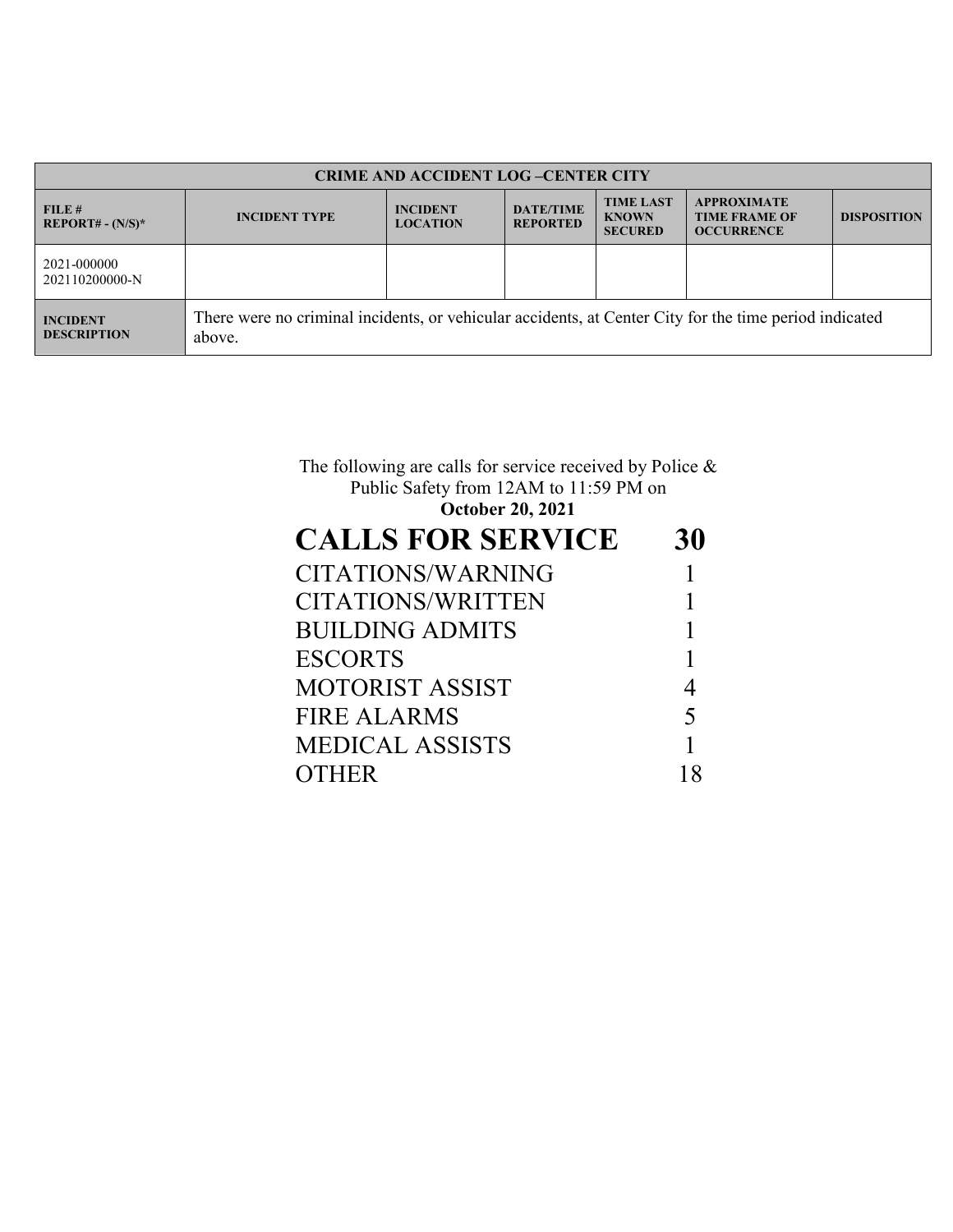| CRIME AND ACCIDENT LOG –CENTER CITY | | | | | | |
|---|---|---|---|---|---|---|
| **FILE # REPORT# - (N/S)*** | **INCIDENT TYPE** | **INCIDENT LOCATION** | **DATE/TIME REPORTED** | **TIME LAST KNOWN SECURED** | **APPROXIMATE TIME FRAME OF OCCURRENCE** | **DISPOSITION** |
| 2021-000000 202110200000-N | | | | | | |
| **INCIDENT DESCRIPTION** | There were no criminal incidents, or vehicular accidents, at Center City for the time period indicated above. | | | | | |

The following are calls for service received by Police & Public Safety from 12AM to 11:59 PM on
**October 20, 2021**

| | |
|---|---|
| **CALLS FOR SERVICE** | **30** |
| CITATIONS/WARNING | 1 |
| CITATIONS/WRITTEN | 1 |
| BUILDING ADMITS | 1 |
| ESCORTS | 1 |
| MOTORIST ASSIST | 4 |
| FIRE ALARMS | 5 |
| MEDICAL ASSISTS | 1 |
| OTHER | 18 |